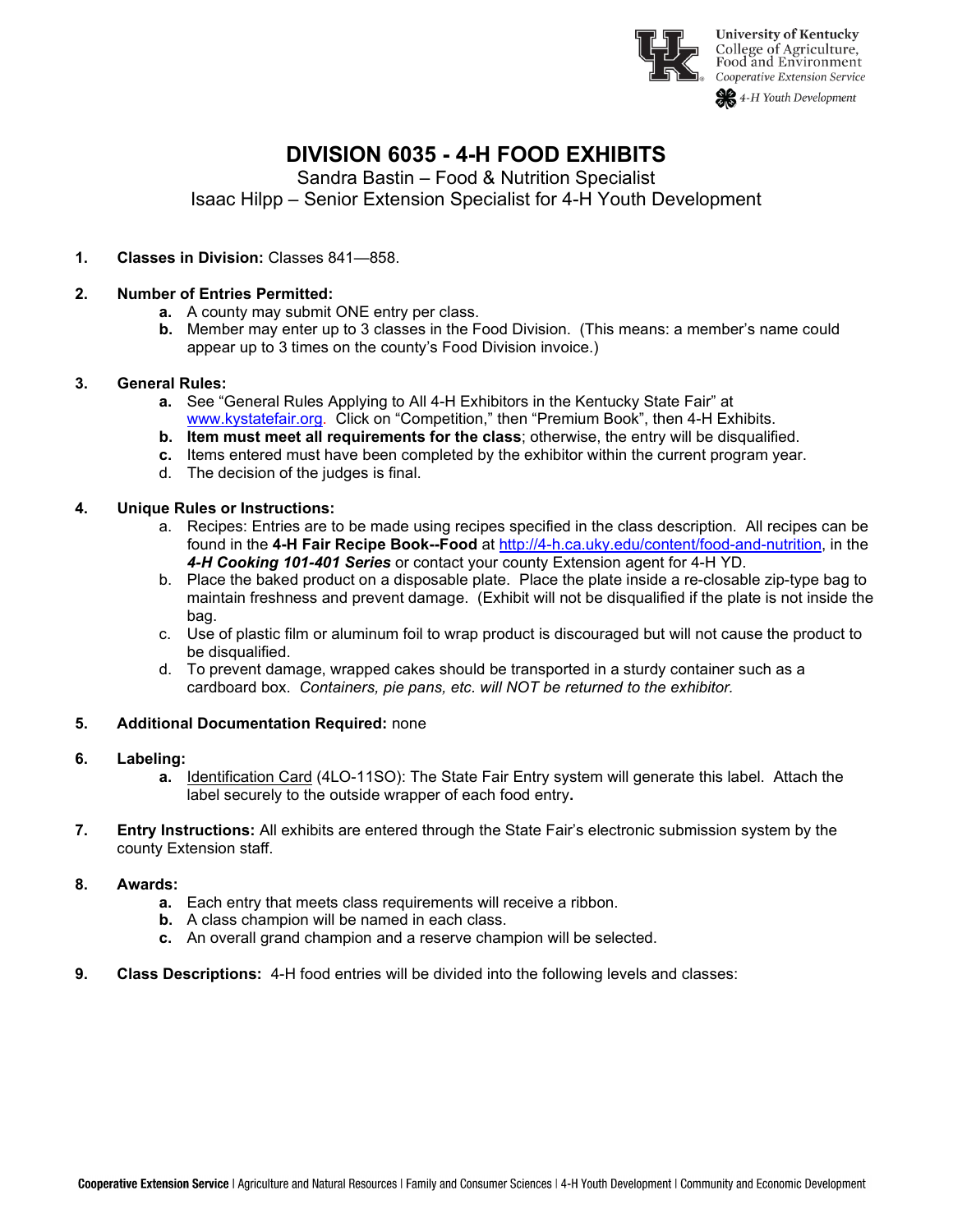University of Kentucky
College of Agriculture, Food and Environment
Cooperative Extension Service
4-H Youth Development

# DIVISION 6035 - 4-H FOOD EXHIBITS

Sandra Bastin – Food & Nutrition Specialist
Isaac Hilpp – Senior Extension Specialist for 4-H Youth Development

1. **Classes in Division:** Classes 841—858.

2. **Number of Entries Permitted:**
   - **a.** A county may submit ONE entry per class.
   - **b.** Member may enter up to 3 classes in the Food Division. (This means: a member's name could appear up to 3 times on the county's Food Division invoice.)

3. **General Rules:**
   - **a.** See "General Rules Applying to All 4-H Exhibitors in the Kentucky State Fair" at www.kystatefair.org. Click on "Competition," then "Premium Book", then 4-H Exhibits.
   - **b.** **Item must meet all requirements for the class**; otherwise, the entry will be disqualified.
   - **c.** Items entered must have been completed by the exhibitor within the current program year.
   - d. The decision of the judges is final.

4. **Unique Rules or Instructions:**
   - a. Recipes: Entries are to be made using recipes specified in the class description. All recipes can be found in the **4-H Fair Recipe Book--Food** at http://4-h.ca.uky.edu/content/food-and-nutrition, in the ***4-H Cooking 101-401 Series*** or contact your county Extension agent for 4-H YD.
   - b. Place the baked product on a disposable plate. Place the plate inside a re-closable zip-type bag to maintain freshness and prevent damage. (Exhibit will not be disqualified if the plate is not inside the bag.
   - c. Use of plastic film or aluminum foil to wrap product is discouraged but will not cause the product to be disqualified.
   - d. To prevent damage, wrapped cakes should be transported in a sturdy container such as a cardboard box. *Containers, pie pans, etc. will NOT be returned to the exhibitor.*

5. **Additional Documentation Required:** none

6. **Labeling:**
   - **a.** Identification Card (4LO-11SO): The State Fair Entry system will generate this label. Attach the label securely to the outside wrapper of each food entry**.**

7. **Entry Instructions:** All exhibits are entered through the State Fair's electronic submission system by the county Extension staff.

8. **Awards:**
   - **a.** Each entry that meets class requirements will receive a ribbon.
   - **b.** A class champion will be named in each class.
   - **c.** An overall grand champion and a reserve champion will be selected.

9. **Class Descriptions:** 4-H food entries will be divided into the following levels and classes: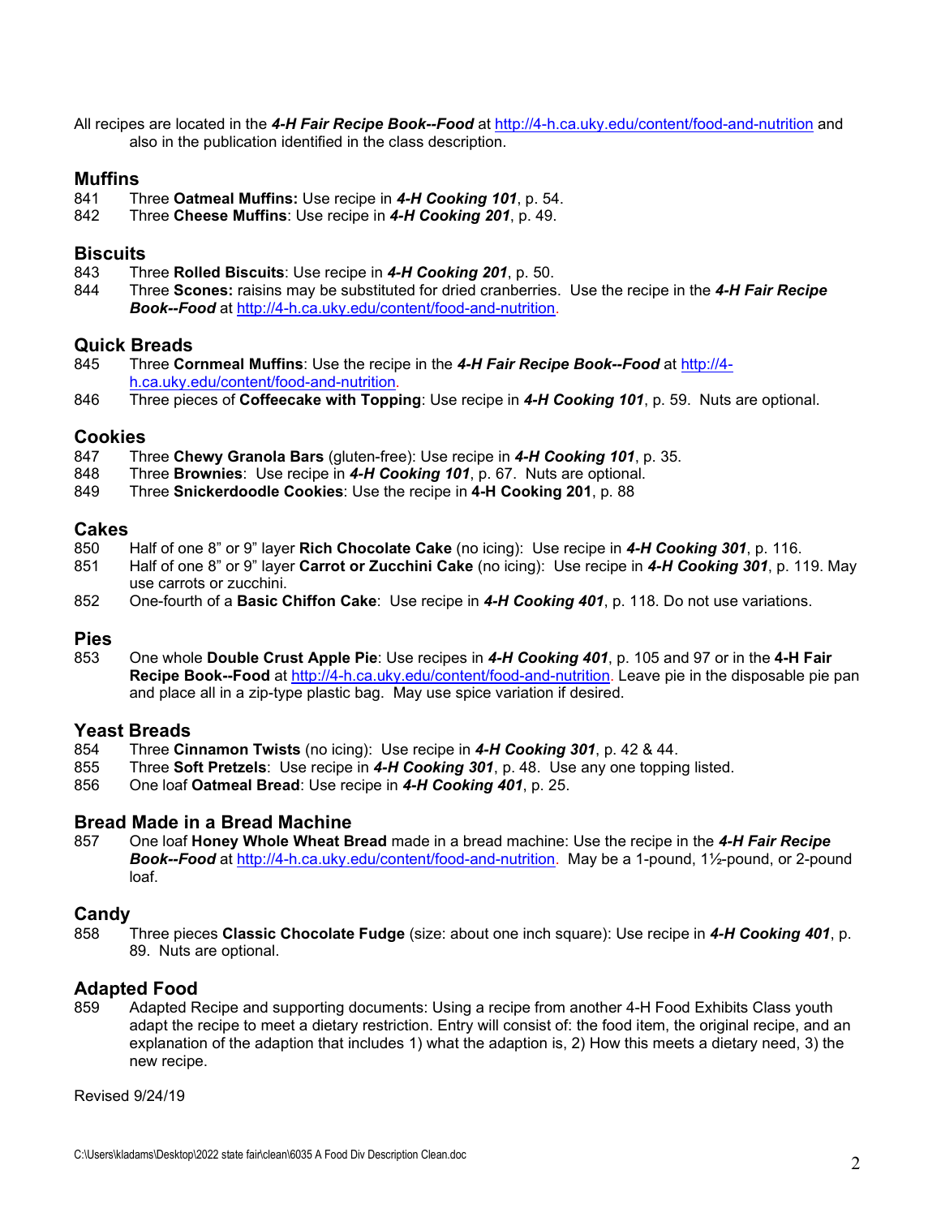All recipes are located in the ***4-H Fair Recipe Book--Food*** at http://4-h.ca.uky.edu/content/food-and-nutrition and also in the publication identified in the class description.

## Muffins

841 Three **Oatmeal Muffins:** Use recipe in ***4-H Cooking 101***, p. 54.
842 Three **Cheese Muffins**: Use recipe in ***4-H Cooking 201***, p. 49.

## Biscuits

843 Three **Rolled Biscuits**: Use recipe in ***4-H Cooking 201***, p. 50.
844 Three **Scones:** raisins may be substituted for dried cranberries. Use the recipe in the ***4-H Fair Recipe Book--Food*** at http://4-h.ca.uky.edu/content/food-and-nutrition.

## Quick Breads

845 Three **Cornmeal Muffins**: Use the recipe in the ***4-H Fair Recipe Book--Food*** at http://4-h.ca.uky.edu/content/food-and-nutrition.
846 Three pieces of **Coffeecake with Topping**: Use recipe in ***4-H Cooking 101***, p. 59. Nuts are optional.

## Cookies

847 Three **Chewy Granola Bars** (gluten-free): Use recipe in ***4-H Cooking 101***, p. 35.
848 Three **Brownies**: Use recipe in ***4-H Cooking 101***, p. 67. Nuts are optional.
849 Three **Snickerdoodle Cookies**: Use the recipe in **4-H Cooking 201**, p. 88

## Cakes

850 Half of one 8" or 9" layer **Rich Chocolate Cake** (no icing): Use recipe in ***4-H Cooking 301***, p. 116.
851 Half of one 8" or 9" layer **Carrot or Zucchini Cake** (no icing): Use recipe in ***4-H Cooking 301***, p. 119. May use carrots or zucchini.
852 One-fourth of a **Basic Chiffon Cake**: Use recipe in ***4-H Cooking 401***, p. 118. Do not use variations.

## Pies

853 One whole **Double Crust Apple Pie**: Use recipes in ***4-H Cooking 401***, p. 105 and 97 or in the **4-H Fair Recipe Book--Food** at http://4-h.ca.uky.edu/content/food-and-nutrition. Leave pie in the disposable pie pan and place all in a zip-type plastic bag. May use spice variation if desired.

## Yeast Breads

854 Three **Cinnamon Twists** (no icing): Use recipe in ***4-H Cooking 301***, p. 42 & 44.
855 Three **Soft Pretzels**: Use recipe in ***4-H Cooking 301***, p. 48. Use any one topping listed.
856 One loaf **Oatmeal Bread**: Use recipe in ***4-H Cooking 401***, p. 25.

## Bread Made in a Bread Machine

857 One loaf **Honey Whole Wheat Bread** made in a bread machine: Use the recipe in the ***4-H Fair Recipe Book--Food*** at http://4-h.ca.uky.edu/content/food-and-nutrition. May be a 1-pound, 1½-pound, or 2-pound loaf.

## Candy

858 Three pieces **Classic Chocolate Fudge** (size: about one inch square): Use recipe in ***4-H Cooking 401***, p. 89. Nuts are optional.

## Adapted Food

859 Adapted Recipe and supporting documents: Using a recipe from another 4-H Food Exhibits Class youth adapt the recipe to meet a dietary restriction. Entry will consist of: the food item, the original recipe, and an explanation of the adaption that includes 1) what the adaption is, 2) How this meets a dietary need, 3) the new recipe.

Revised 9/24/19

C:\Users\kladams\Desktop\2022 state fair\clean\6035 A Food Div Description Clean.doc